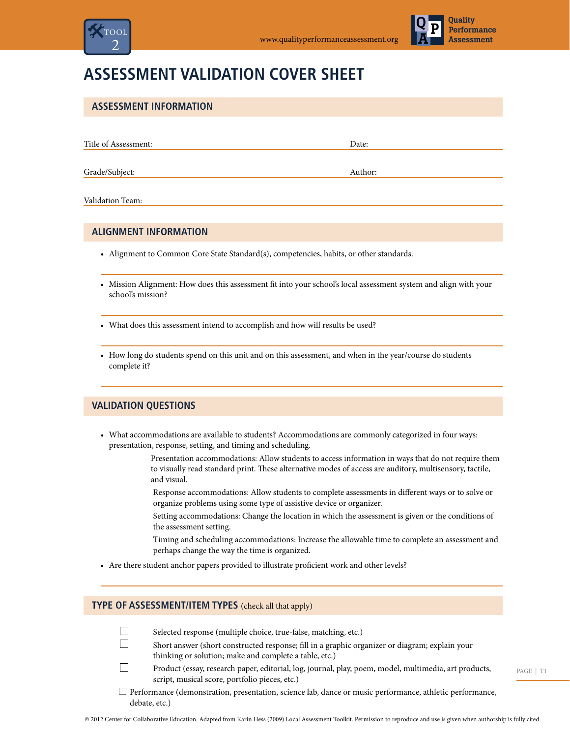# ASSESSMENT VALIDATION COVER SHEET

## ASSESSMENT INFORMATION

Title of Assessment: ______________________ Date: ______________________

Grade/Subject: ______________________ Author: ______________________

Validation Team: ______________________

## ALIGNMENT INFORMATION

- Alignment to Common Core State Standard(s), competencies, habits, or other standards.

---

- Mission Alignment: How does this assessment fit into your school's local assessment system and align with your school's mission?

---

- What does this assessment intend to accomplish and how will results be used?

---

- How long do students spend on this unit and on this assessment, and when in the year/course do students complete it?

---

## VALIDATION QUESTIONS

- What accommodations are available to students? Accommodations are commonly categorized in four ways: presentation, response, setting, and timing and scheduling.
  - Presentation accommodations: Allow students to access information in ways that do not require them to visually read standard print. These alternative modes of access are auditory, multisensory, tactile, and visual.
  - Response accommodations: Allow students to complete assessments in different ways or to solve or organize problems using some type of assistive device or organizer.
  - Setting accommodations: Change the location in which the assessment is given or the conditions of the assessment setting.
  - Timing and scheduling accommodations: Increase the allowable time to complete an assessment and perhaps change the way the time is organized.
- Are there student anchor papers provided to illustrate proficient work and other levels?

---

## TYPE OF ASSESSMENT/ITEM TYPES (check all that apply)

- ☐ Selected response (multiple choice, true-false, matching, etc.)
- ☐ Short answer (short constructed response; fill in a graphic organizer or diagram; explain your thinking or solution; make and complete a table, etc.)
- ☐ Product (essay, research paper, editorial, log, journal, play, poem, model, multimedia, art products, script, musical score, portfolio pieces, etc.)
- ☐ Performance (demonstration, presentation, science lab, dance or music performance, athletic performance, debate, etc.)

© 2012 Center for Collaborative Education. Adapted from Karin Hess (2009) Local Assessment Toolkit. Permission to reproduce and use is given when authorship is fully cited.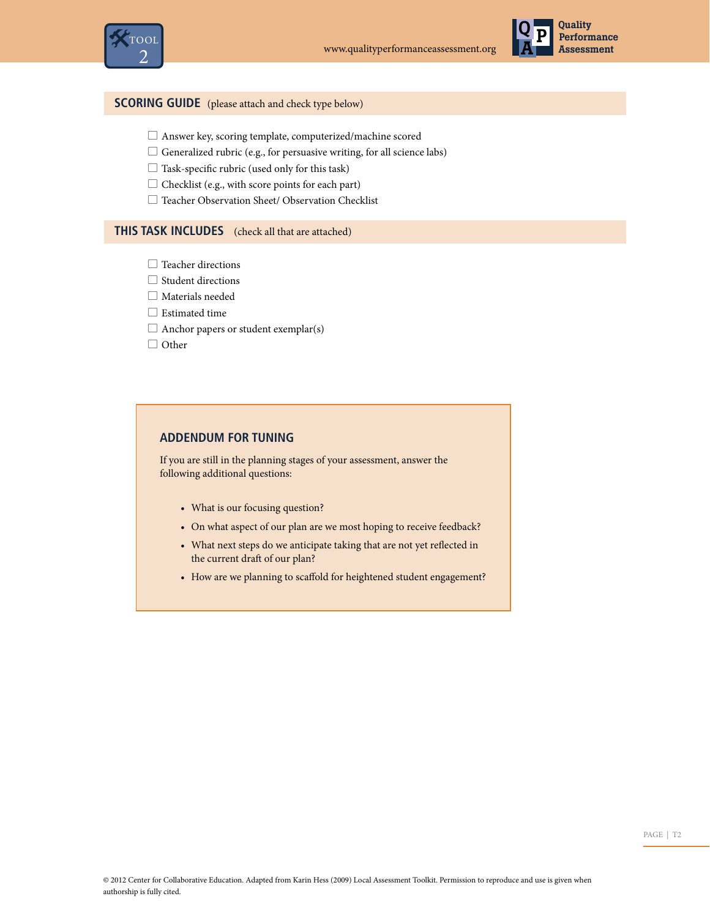## SCORING GUIDE (please attach and check type below)

- ☐ Answer key, scoring template, computerized/machine scored
- ☐ Generalized rubric (e.g., for persuasive writing, for all science labs)
- ☐ Task-specific rubric (used only for this task)
- ☐ Checklist (e.g., with score points for each part)
- ☐ Teacher Observation Sheet/ Observation Checklist

## THIS TASK INCLUDES (check all that are attached)

- ☐ Teacher directions
- ☐ Student directions
- ☐ Materials needed
- ☐ Estimated time
- ☐ Anchor papers or student exemplar(s)
- ☐ Other

### ADDENDUM FOR TUNING

If you are still in the planning stages of your assessment, answer the following additional questions:

- What is our focusing question?
- On what aspect of our plan are we most hoping to receive feedback?
- What next steps do we anticipate taking that are not yet reflected in the current draft of our plan?
- How are we planning to scaffold for heightened student engagement?

© 2012 Center for Collaborative Education. Adapted from Karin Hess (2009) Local Assessment Toolkit. Permission to reproduce and use is given when authorship is fully cited.